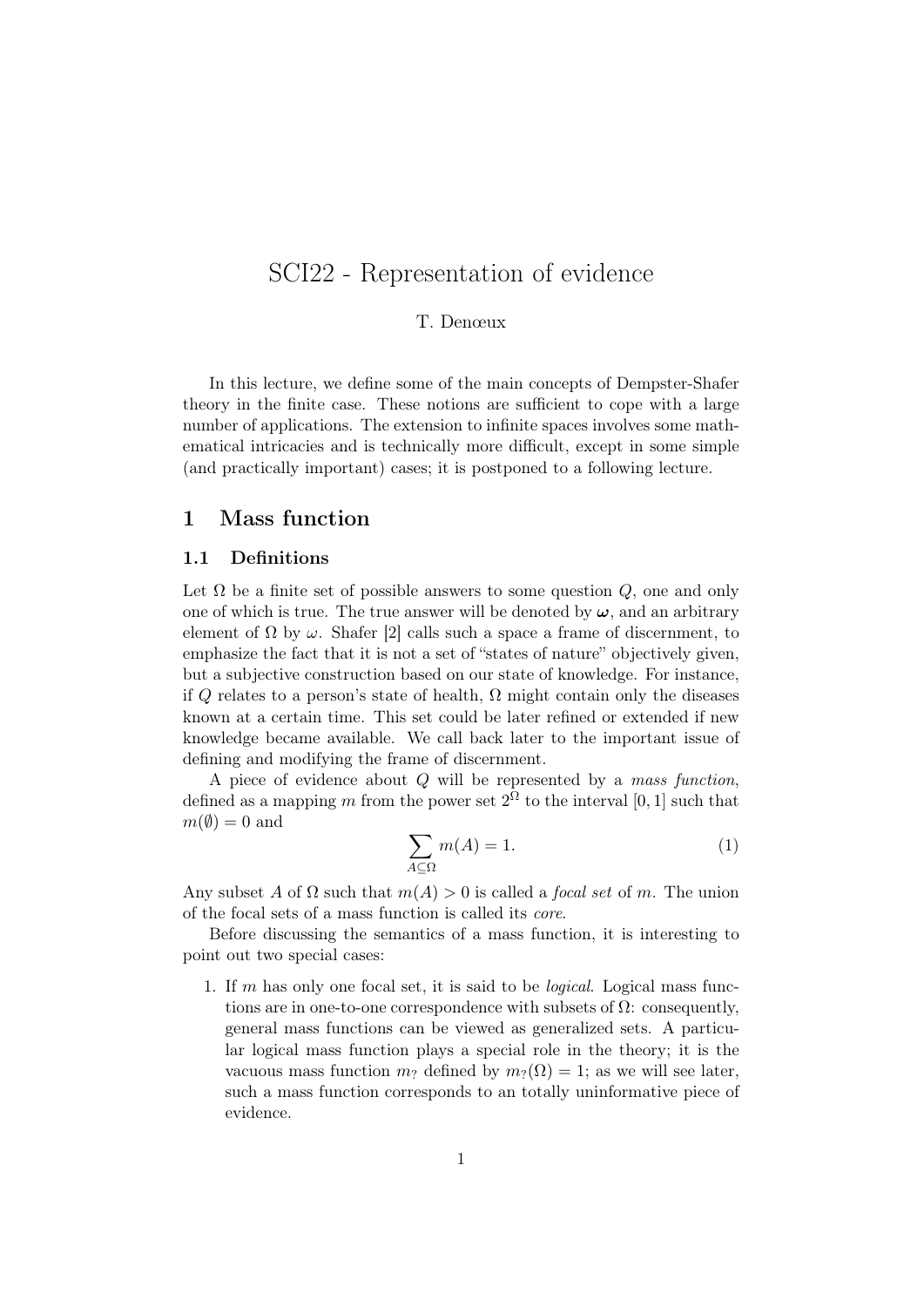# SCI22 - Representation of evidence

T. Denœux

In this lecture, we define some of the main concepts of Dempster-Shafer theory in the finite case. These notions are sufficient to cope with a large number of applications. The extension to infinite spaces involves some mathematical intricacies and is technically more difficult, except in some simple (and practically important) cases; it is postponed to a following lecture.

## 1 Mass function

### 1.1 Definitions

Let $\Omega$ be a finite set of possible answers to some question $Q$, one and only one of which is true. The true answer will be denoted by $\boldsymbol{\omega}$, and an arbitrary element of $\Omega$ by $\omega$. Shafer [2] calls such a space a frame of discernment, to emphasize the fact that it is not a set of "states of nature" objectively given, but a subjective construction based on our state of knowledge. For instance, if $Q$ relates to a person's state of health, $\Omega$ might contain only the diseases known at a certain time. This set could be later refined or extended if new knowledge became available. We call back later to the important issue of defining and modifying the frame of discernment.

A piece of evidence about $Q$ will be represented by a *mass function*, defined as a mapping $m$ from the power set $2^\Omega$ to the interval $[0, 1]$ such that $m(\emptyset) = 0$ and

$$\sum_{A \subseteq \Omega} m(A) = 1. \tag{1}$$

Any subset $A$ of $\Omega$ such that $m(A) > 0$ is called a *focal set* of $m$. The union of the focal sets of a mass function is called its *core*.

Before discussing the semantics of a mass function, it is interesting to point out two special cases:

1. If $m$ has only one focal set, it is said to be *logical*. Logical mass functions are in one-to-one correspondence with subsets of $\Omega$: consequently, general mass functions can be viewed as generalized sets. A particular logical mass function plays a special role in the theory; it is the vacuous mass function $m_?$ defined by $m_?(\Omega) = 1$; as we will see later, such a mass function corresponds to an totally uninformative piece of evidence.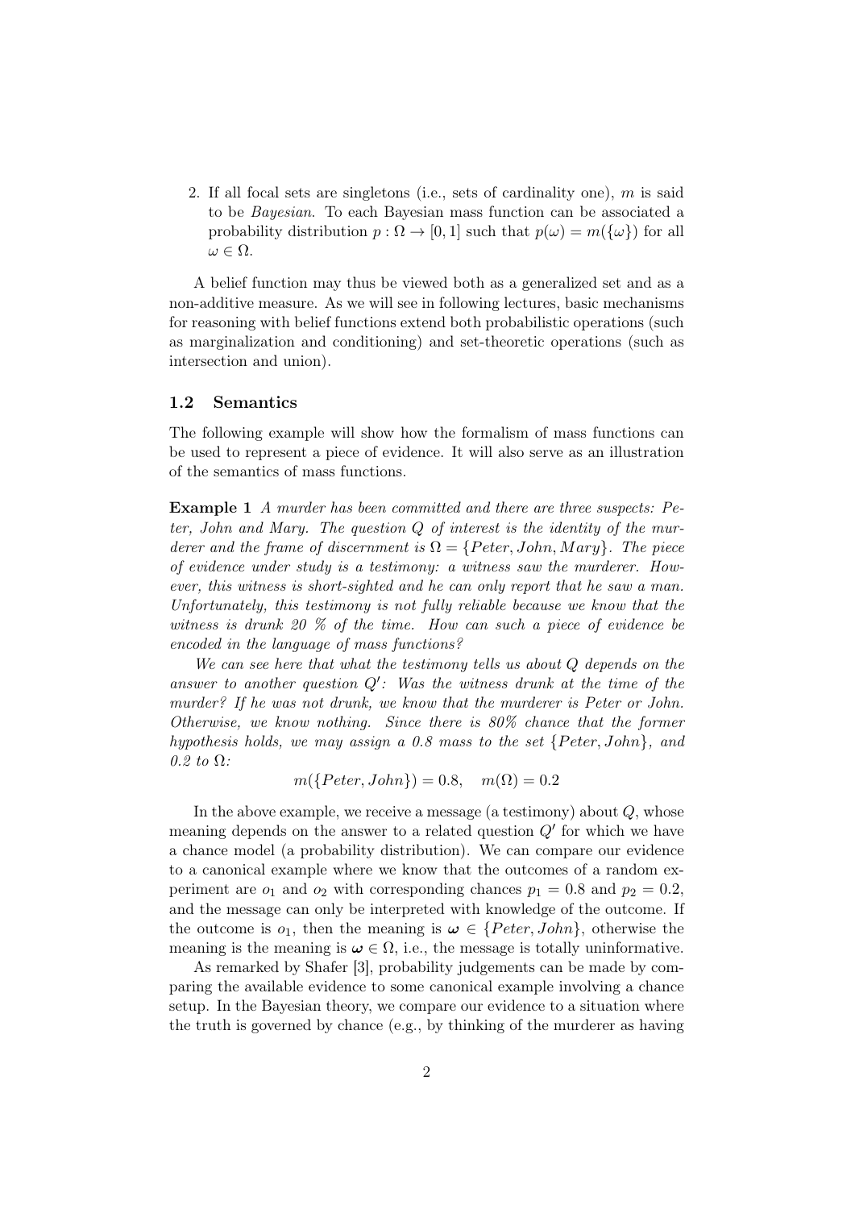2. If all focal sets are singletons (i.e., sets of cardinality one), $m$ is said to be *Bayesian*. To each Bayesian mass function can be associated a probability distribution $p : \Omega \to [0, 1]$ such that $p(\omega) = m(\{\omega\})$ for all $\omega \in \Omega$.

A belief function may thus be viewed both as a generalized set and as a non-additive measure. As we will see in following lectures, basic mechanisms for reasoning with belief functions extend both probabilistic operations (such as marginalization and conditioning) and set-theoretic operations (such as intersection and union).

### 1.2 Semantics

The following example will show how the formalism of mass functions can be used to represent a piece of evidence. It will also serve as an illustration of the semantics of mass functions.

**Example 1** *A murder has been committed and there are three suspects: Peter, John and Mary. The question $Q$ of interest is the identity of the murderer and the frame of discernment is $\Omega = \{Peter, John, Mary\}$. The piece of evidence under study is a testimony: a witness saw the murderer. However, this witness is short-sighted and he can only report that he saw a man. Unfortunately, this testimony is not fully reliable because we know that the witness is drunk 20 % of the time. How can such a piece of evidence be encoded in the language of mass functions?*

*We can see here that what the testimony tells us about $Q$ depends on the answer to another question $Q'$: Was the witness drunk at the time of the murder? If he was not drunk, we know that the murderer is Peter or John. Otherwise, we know nothing. Since there is 80% chance that the former hypothesis holds, we may assign a 0.8 mass to the set $\{Peter, John\}$, and 0.2 to $\Omega$:*

$$m(\{Peter, John\}) = 0.8, \quad m(\Omega) = 0.2$$

In the above example, we receive a message (a testimony) about $Q$, whose meaning depends on the answer to a related question $Q'$ for which we have a chance model (a probability distribution). We can compare our evidence to a canonical example where we know that the outcomes of a random experiment are $o_1$ and $o_2$ with corresponding chances $p_1 = 0.8$ and $p_2 = 0.2$, and the message can only be interpreted with knowledge of the outcome. If the outcome is $o_1$, then the meaning is $\boldsymbol{\omega} \in \{Peter, John\}$, otherwise the meaning is the meaning is $\boldsymbol{\omega} \in \Omega$, i.e., the message is totally uninformative.

As remarked by Shafer [3], probability judgements can be made by comparing the available evidence to some canonical example involving a chance setup. In the Bayesian theory, we compare our evidence to a situation where the truth is governed by chance (e.g., by thinking of the murderer as having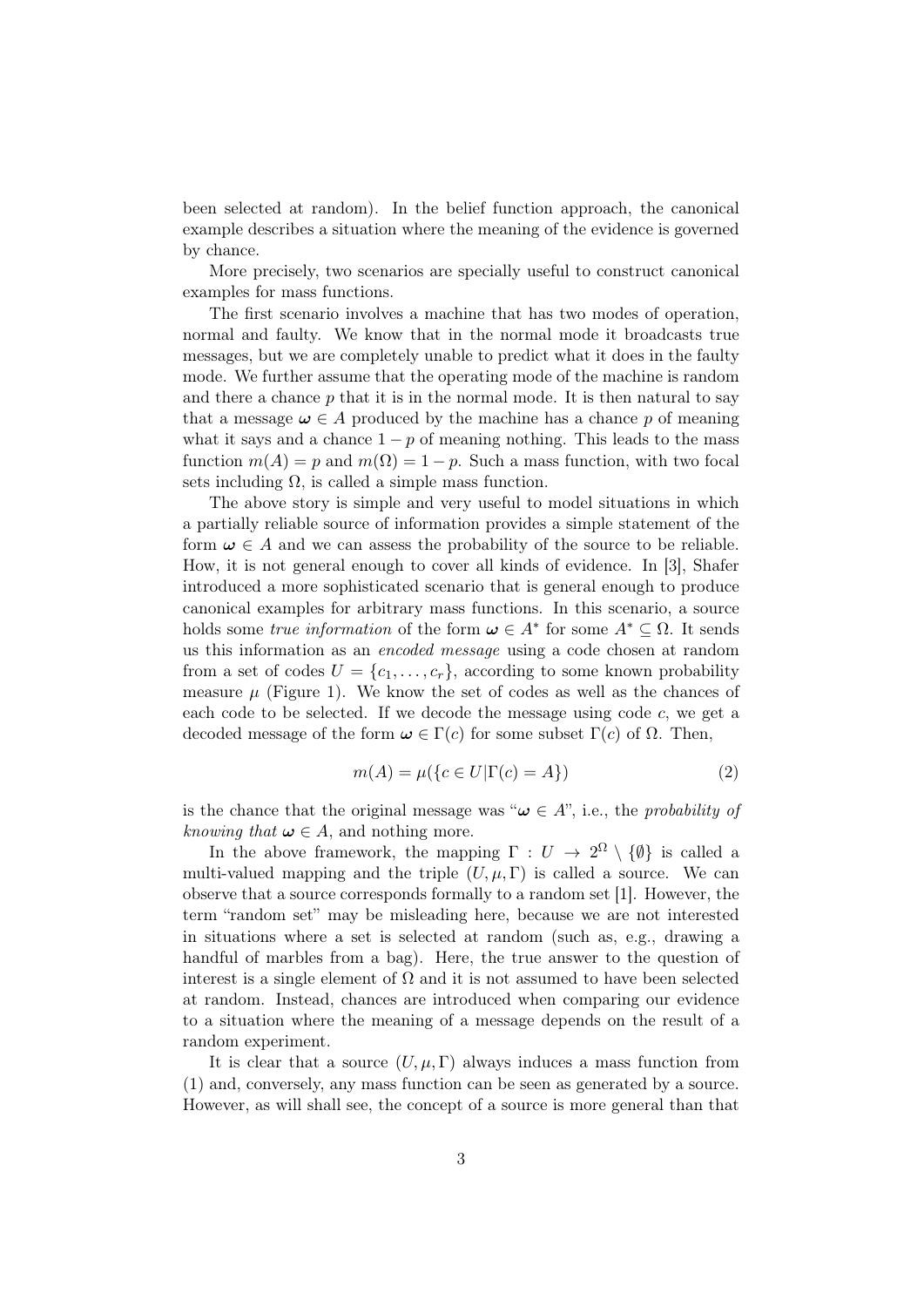been selected at random). In the belief function approach, the canonical example describes a situation where the meaning of the evidence is governed by chance.

More precisely, two scenarios are specially useful to construct canonical examples for mass functions.

The first scenario involves a machine that has two modes of operation, normal and faulty. We know that in the normal mode it broadcasts true messages, but we are completely unable to predict what it does in the faulty mode. We further assume that the operating mode of the machine is random and there a chance $p$ that it is in the normal mode. It is then natural to say that a message $\boldsymbol{\omega} \in A$ produced by the machine has a chance $p$ of meaning what it says and a chance $1-p$ of meaning nothing. This leads to the mass function $m(A) = p$ and $m(\Omega) = 1-p$. Such a mass function, with two focal sets including $\Omega$, is called a simple mass function.

The above story is simple and very useful to model situations in which a partially reliable source of information provides a simple statement of the form $\boldsymbol{\omega} \in A$ and we can assess the probability of the source to be reliable. How, it is not general enough to cover all kinds of evidence. In [3], Shafer introduced a more sophisticated scenario that is general enough to produce canonical examples for arbitrary mass functions. In this scenario, a source holds some *true information* of the form $\boldsymbol{\omega} \in A^*$ for some $A^* \subseteq \Omega$. It sends us this information as an *encoded message* using a code chosen at random from a set of codes $U = \{c_1, \ldots, c_r\}$, according to some known probability measure $\mu$ (Figure 1). We know the set of codes as well as the chances of each code to be selected. If we decode the message using code $c$, we get a decoded message of the form $\boldsymbol{\omega} \in \Gamma(c)$ for some subset $\Gamma(c)$ of $\Omega$. Then,

$$m(A) = \mu(\{c \in U | \Gamma(c) = A\}) \tag{2}$$

is the chance that the original message was "$\boldsymbol{\omega} \in A$", i.e., the *probability of knowing that* $\boldsymbol{\omega} \in A$, and nothing more.

In the above framework, the mapping $\Gamma : U \to 2^\Omega \setminus \{\emptyset\}$ is called a multi-valued mapping and the triple $(U, \mu, \Gamma)$ is called a source. We can observe that a source corresponds formally to a random set [1]. However, the term "random set" may be misleading here, because we are not interested in situations where a set is selected at random (such as, e.g., drawing a handful of marbles from a bag). Here, the true answer to the question of interest is a single element of $\Omega$ and it is not assumed to have been selected at random. Instead, chances are introduced when comparing our evidence to a situation where the meaning of a message depends on the result of a random experiment.

It is clear that a source $(U, \mu, \Gamma)$ always induces a mass function from (1) and, conversely, any mass function can be seen as generated by a source. However, as will shall see, the concept of a source is more general than that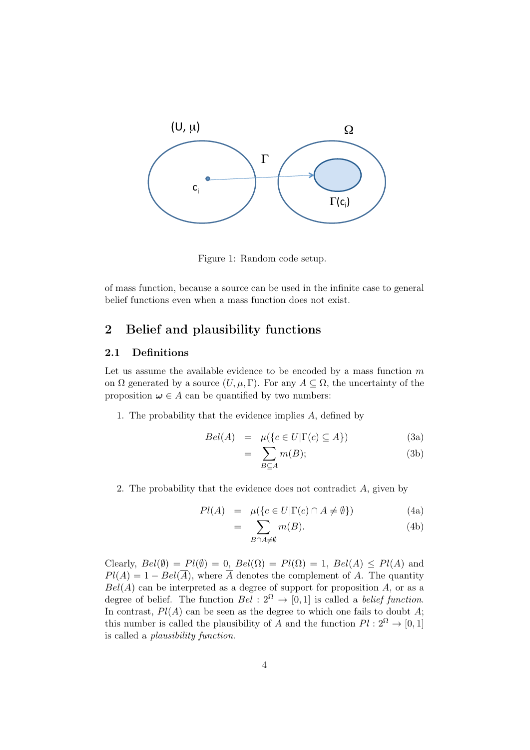Figure 1: Random code setup.

of mass function, because a source can be used in the infinite case to general belief functions even when a mass function does not exist.

## 2 Belief and plausibility functions

### 2.1 Definitions

Let us assume the available evidence to be encoded by a mass function $m$ on $\Omega$ generated by a source $(U, \mu, \Gamma)$. For any $A \subseteq \Omega$, the uncertainty of the proposition $\boldsymbol{\omega} \in A$ can be quantified by two numbers:

1. The probability that the evidence implies $A$, defined by

$$
\begin{aligned}
Bel(A) &= \mu(\{c \in U | \Gamma(c) \subseteq A\}) && \text{(3a)}\\
&= \sum_{B \subseteq A} m(B); && \text{(3b)}
\end{aligned}
$$

2. The probability that the evidence does not contradict $A$, given by

$$
\begin{aligned}
Pl(A) &= \mu(\{c \in U | \Gamma(c) \cap A \neq \emptyset\}) && \text{(4a)}\\
&= \sum_{B \cap A \neq \emptyset} m(B). && \text{(4b)}
\end{aligned}
$$

Clearly, $Bel(\emptyset) = Pl(\emptyset) = 0$, $Bel(\Omega) = Pl(\Omega) = 1$, $Bel(A) \leq Pl(A)$ and $Pl(A) = 1 - Bel(\overline{A})$, where $\overline{A}$ denotes the complement of $A$. The quantity $Bel(A)$ can be interpreted as a degree of support for proposition $A$, or as a degree of belief. The function $Bel : 2^\Omega \rightarrow [0, 1]$ is called a *belief function*. In contrast, $Pl(A)$ can be seen as the degree to which one fails to doubt $A$; this number is called the plausibility of $A$ and the function $Pl : 2^\Omega \rightarrow [0, 1]$ is called a *plausibility function*.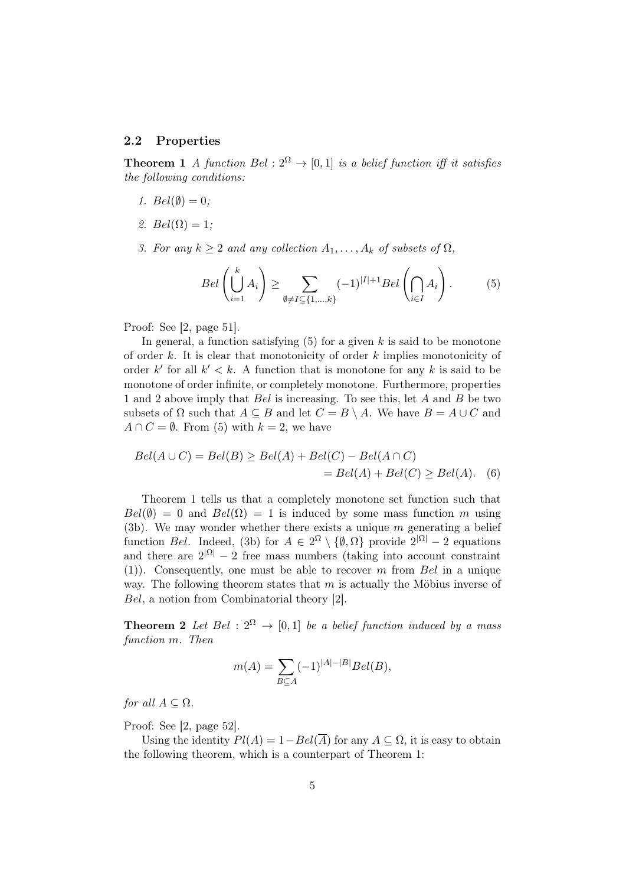### 2.2 Properties

**Theorem 1** *A function $Bel : 2^\Omega \to [0,1]$ is a belief function iff it satisfies the following conditions:*

1. *$Bel(\emptyset) = 0$;*
2. *$Bel(\Omega) = 1$;*
3. *For any $k \geq 2$ and any collection $A_1, \ldots, A_k$ of subsets of $\Omega$,*

$$Bel\left(\bigcup_{i=1}^{k} A_i\right) \geq \sum_{\emptyset \neq I \subseteq \{1,\ldots,k\}} (-1)^{|I|+1} Bel\left(\bigcap_{i \in I} A_i\right). \tag{5}$$

Proof: See [2, page 51].

In general, a function satisfying (5) for a given $k$ is said to be monotone of order $k$. It is clear that monotonicity of order $k$ implies monotonicity of order $k'$ for all $k' < k$. A function that is monotone for any $k$ is said to be monotone of order infinite, or completely monotone. Furthermore, properties 1 and 2 above imply that $Bel$ is increasing. To see this, let $A$ and $B$ be two subsets of $\Omega$ such that $A \subseteq B$ and let $C = B \setminus A$. We have $B = A \cup C$ and $A \cap C = \emptyset$. From (5) with $k = 2$, we have

$$\begin{aligned} Bel(A \cup C) = Bel(B) &\geq Bel(A) + Bel(C) - Bel(A \cap C) \\ &= Bel(A) + Bel(C) \geq Bel(A). \end{aligned} \tag{6}$$

Theorem 1 tells us that a completely monotone set function such that $Bel(\emptyset) = 0$ and $Bel(\Omega) = 1$ is induced by some mass function $m$ using (3b). We may wonder whether there exists a unique $m$ generating a belief function $Bel$. Indeed, (3b) for $A \in 2^\Omega \setminus \{\emptyset, \Omega\}$ provide $2^{|\Omega|} - 2$ equations and there are $2^{|\Omega|} - 2$ free mass numbers (taking into account constraint (1)). Consequently, one must be able to recover $m$ from $Bel$ in a unique way. The following theorem states that $m$ is actually the Möbius inverse of $Bel$, a notion from Combinatorial theory [2].

**Theorem 2** *Let $Bel : 2^\Omega \to [0,1]$ be a belief function induced by a mass function $m$. Then*

$$m(A) = \sum_{B \subseteq A} (-1)^{|A|-|B|} Bel(B),$$

*for all $A \subseteq \Omega$.*

Proof: See [2, page 52].

Using the identity $Pl(A) = 1 - Bel(\overline{A})$ for any $A \subseteq \Omega$, it is easy to obtain the following theorem, which is a counterpart of Theorem 1: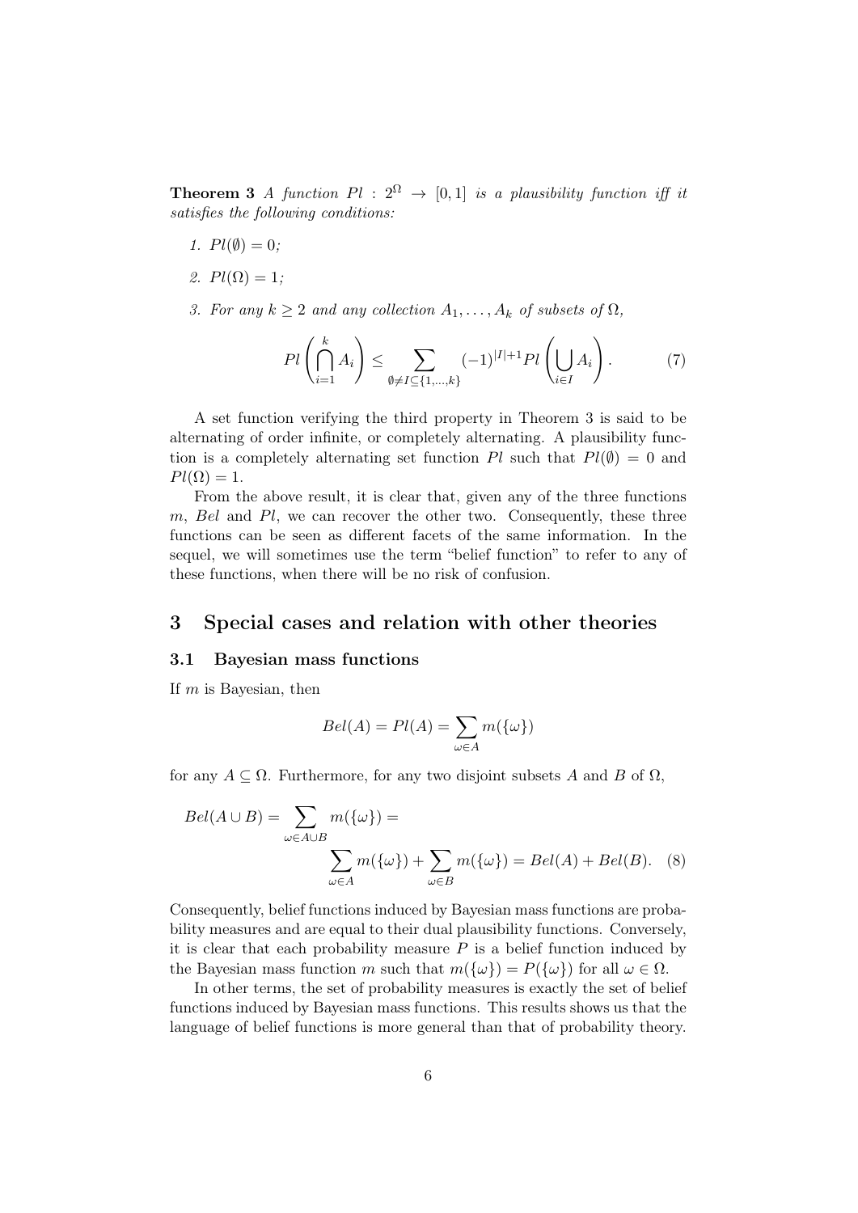**Theorem 3** *A function $Pl : 2^\Omega \to [0,1]$ is a plausibility function iff it satisfies the following conditions:*

1. *$Pl(\emptyset) = 0$;*
2. *$Pl(\Omega) = 1$;*
3. *For any $k \geq 2$ and any collection $A_1, \ldots, A_k$ of subsets of $\Omega$,*

$$Pl\left(\bigcap_{i=1}^{k} A_i\right) \leq \sum_{\emptyset \neq I \subseteq \{1,\ldots,k\}} (-1)^{|I|+1} Pl\left(\bigcup_{i \in I} A_i\right). \qquad (7)$$

A set function verifying the third property in Theorem 3 is said to be alternating of order infinite, or completely alternating. A plausibility function is a completely alternating set function $Pl$ such that $Pl(\emptyset) = 0$ and $Pl(\Omega) = 1$.

From the above result, it is clear that, given any of the three functions $m$, $Bel$ and $Pl$, we can recover the other two. Consequently, these three functions can be seen as different facets of the same information. In the sequel, we will sometimes use the term "belief function" to refer to any of these functions, when there will be no risk of confusion.

## 3 Special cases and relation with other theories

### 3.1 Bayesian mass functions

If $m$ is Bayesian, then

$$Bel(A) = Pl(A) = \sum_{\omega \in A} m(\{\omega\})$$

for any $A \subseteq \Omega$. Furthermore, for any two disjoint subsets $A$ and $B$ of $\Omega$,

$$Bel(A \cup B) = \sum_{\omega \in A \cup B} m(\{\omega\}) = \sum_{\omega \in A} m(\{\omega\}) + \sum_{\omega \in B} m(\{\omega\}) = Bel(A) + Bel(B). \qquad (8)$$

Consequently, belief functions induced by Bayesian mass functions are probability measures and are equal to their dual plausibility functions. Conversely, it is clear that each probability measure $P$ is a belief function induced by the Bayesian mass function $m$ such that $m(\{\omega\}) = P(\{\omega\})$ for all $\omega \in \Omega$.

In other terms, the set of probability measures is exactly the set of belief functions induced by Bayesian mass functions. This results shows us that the language of belief functions is more general than that of probability theory.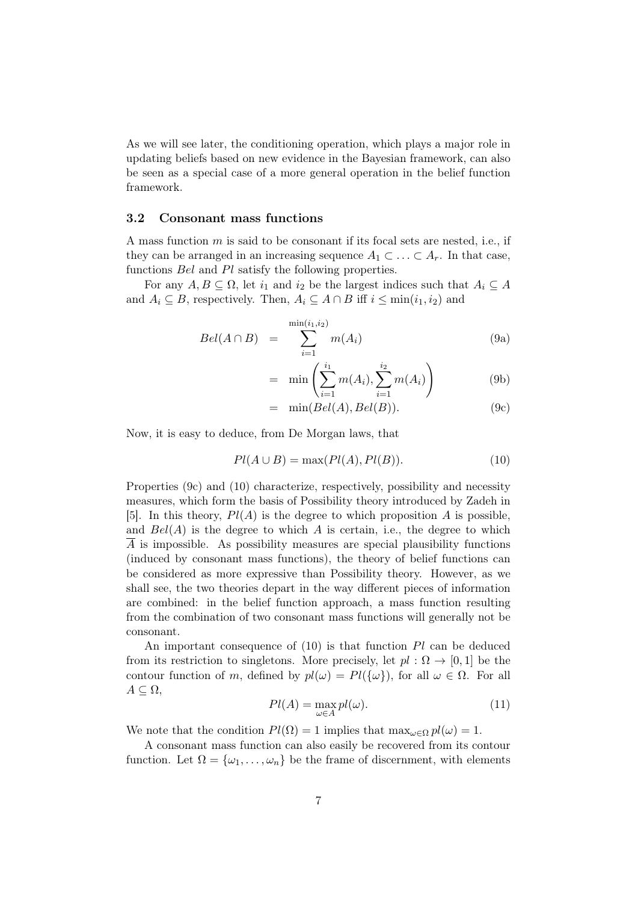As we will see later, the conditioning operation, which plays a major role in updating beliefs based on new evidence in the Bayesian framework, can also be seen as a special case of a more general operation in the belief function framework.

### 3.2 Consonant mass functions

A mass function $m$ is said to be consonant if its focal sets are nested, i.e., if they can be arranged in an increasing sequence $A_1 \subset \ldots \subset A_r$. In that case, functions $Bel$ and $Pl$ satisfy the following properties.

For any $A, B \subseteq \Omega$, let $i_1$ and $i_2$ be the largest indices such that $A_i \subseteq A$ and $A_i \subseteq B$, respectively. Then, $A_i \subseteq A \cap B$ iff $i \leq \min(i_1, i_2)$ and

$$
\begin{aligned}
Bel(A \cap B) &= \sum_{i=1}^{\min(i_1,i_2)} m(A_i) &\quad (9a)\\
&= \min\left(\sum_{i=1}^{i_1} m(A_i), \sum_{i=1}^{i_2} m(A_i)\right) &\quad (9b)\\
&= \min(Bel(A), Bel(B)). &\quad (9c)
\end{aligned}
$$

Now, it is easy to deduce, from De Morgan laws, that

$$
Pl(A \cup B) = \max(Pl(A), Pl(B)). \tag{10}
$$

Properties (9c) and (10) characterize, respectively, possibility and necessity measures, which form the basis of Possibility theory introduced by Zadeh in [5]. In this theory, $Pl(A)$ is the degree to which proposition $A$ is possible, and $Bel(A)$ is the degree to which $A$ is certain, i.e., the degree to which $\overline{A}$ is impossible. As possibility measures are special plausibility functions (induced by consonant mass functions), the theory of belief functions can be considered as more expressive than Possibility theory. However, as we shall see, the two theories depart in the way different pieces of information are combined: in the belief function approach, a mass function resulting from the combination of two consonant mass functions will generally not be consonant.

An important consequence of (10) is that function $Pl$ can be deduced from its restriction to singletons. More precisely, let $pl : \Omega \rightarrow [0,1]$ be the contour function of $m$, defined by $pl(\omega) = Pl(\{\omega\})$, for all $\omega \in \Omega$. For all $A \subseteq \Omega$,

$$
Pl(A) = \max_{\omega \in A} pl(\omega). \tag{11}
$$

We note that the condition $Pl(\Omega) = 1$ implies that $\max_{\omega \in \Omega} pl(\omega) = 1$.

A consonant mass function can also easily be recovered from its contour function. Let $\Omega = \{\omega_1, \ldots, \omega_n\}$ be the frame of discernment, with elements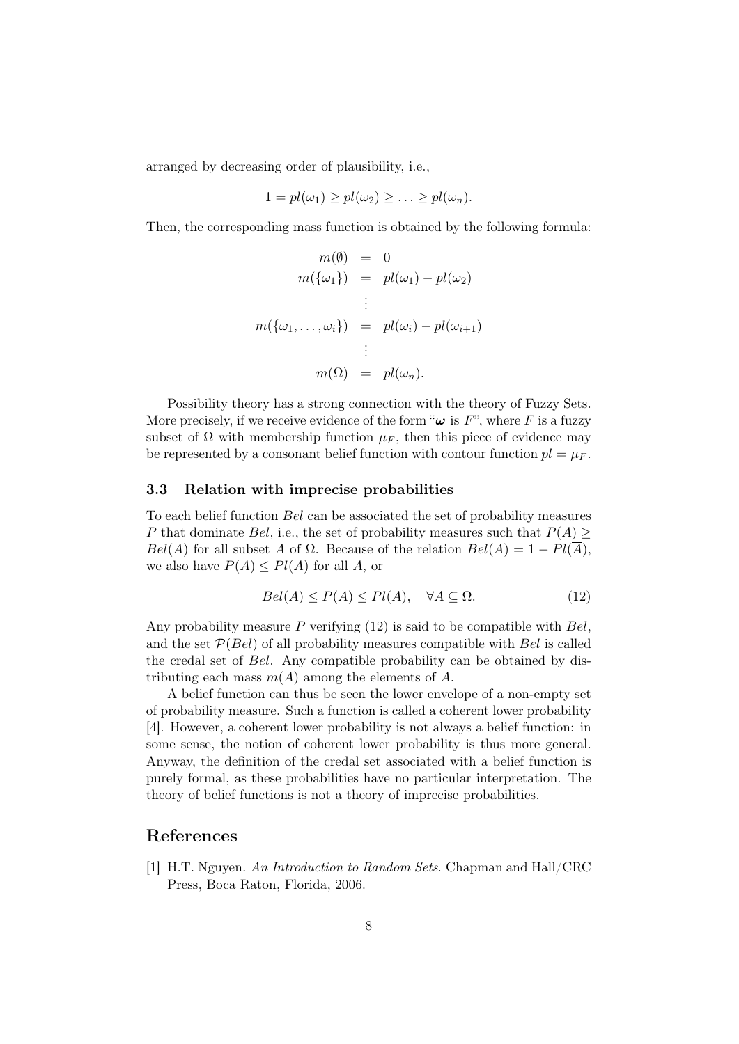arranged by decreasing order of plausibility, i.e.,

$$1 = pl(\omega_1) \geq pl(\omega_2) \geq \ldots \geq pl(\omega_n).$$

Then, the corresponding mass function is obtained by the following formula:

$$\begin{aligned}
m(\emptyset) &= 0 \\
m(\{\omega_1\}) &= pl(\omega_1) - pl(\omega_2) \\
&\vdots \\
m(\{\omega_1, \ldots, \omega_i\}) &= pl(\omega_i) - pl(\omega_{i+1}) \\
&\vdots \\
m(\Omega) &= pl(\omega_n).
\end{aligned}$$

Possibility theory has a strong connection with the theory of Fuzzy Sets. More precisely, if we receive evidence of the form "$\boldsymbol{\omega}$ is $F$", where $F$ is a fuzzy subset of $\Omega$ with membership function $\mu_F$, then this piece of evidence may be represented by a consonant belief function with contour function $pl = \mu_F$.

### 3.3 Relation with imprecise probabilities

To each belief function $Bel$ can be associated the set of probability measures $P$ that dominate $Bel$, i.e., the set of probability measures such that $P(A) \geq Bel(A)$ for all subset $A$ of $\Omega$. Because of the relation $Bel(A) = 1 - Pl(\overline{A})$, we also have $P(A) \leq Pl(A)$ for all $A$, or

$$Bel(A) \leq P(A) \leq Pl(A), \quad \forall A \subseteq \Omega. \tag{12}$$

Any probability measure $P$ verifying (12) is said to be compatible with $Bel$, and the set $\mathcal{P}(Bel)$ of all probability measures compatible with $Bel$ is called the credal set of $Bel$. Any compatible probability can be obtained by distributing each mass $m(A)$ among the elements of $A$.

A belief function can thus be seen the lower envelope of a non-empty set of probability measure. Such a function is called a coherent lower probability [4]. However, a coherent lower probability is not always a belief function: in some sense, the notion of coherent lower probability is thus more general. Anyway, the definition of the credal set associated with a belief function is purely formal, as these probabilities have no particular interpretation. The theory of belief functions is not a theory of imprecise probabilities.

## References

[1] H.T. Nguyen. *An Introduction to Random Sets*. Chapman and Hall/CRC Press, Boca Raton, Florida, 2006.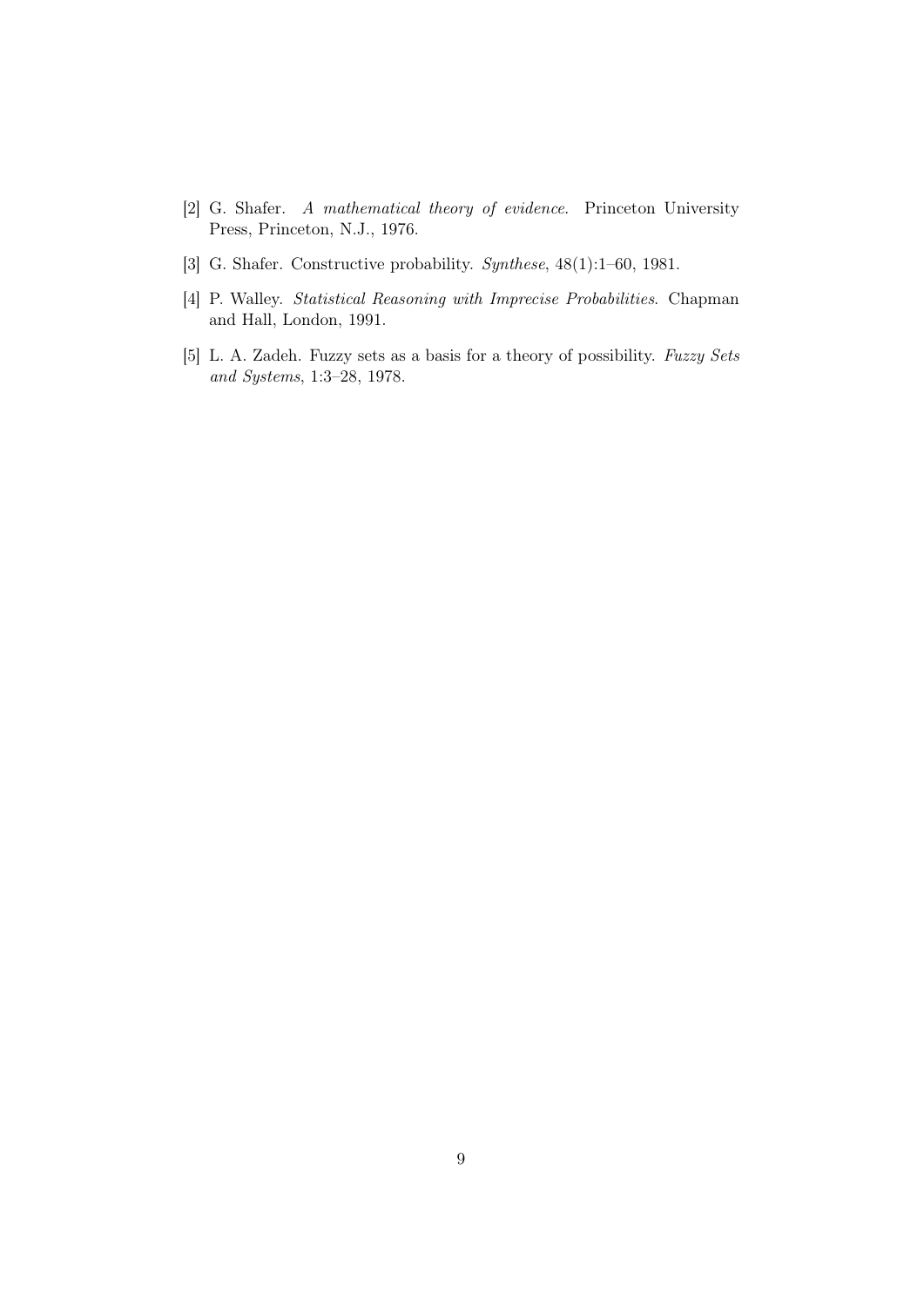[2] G. Shafer. *A mathematical theory of evidence*. Princeton University Press, Princeton, N.J., 1976.

[3] G. Shafer. Constructive probability. *Synthese*, 48(1):1–60, 1981.

[4] P. Walley. *Statistical Reasoning with Imprecise Probabilities*. Chapman and Hall, London, 1991.

[5] L. A. Zadeh. Fuzzy sets as a basis for a theory of possibility. *Fuzzy Sets and Systems*, 1:3–28, 1978.